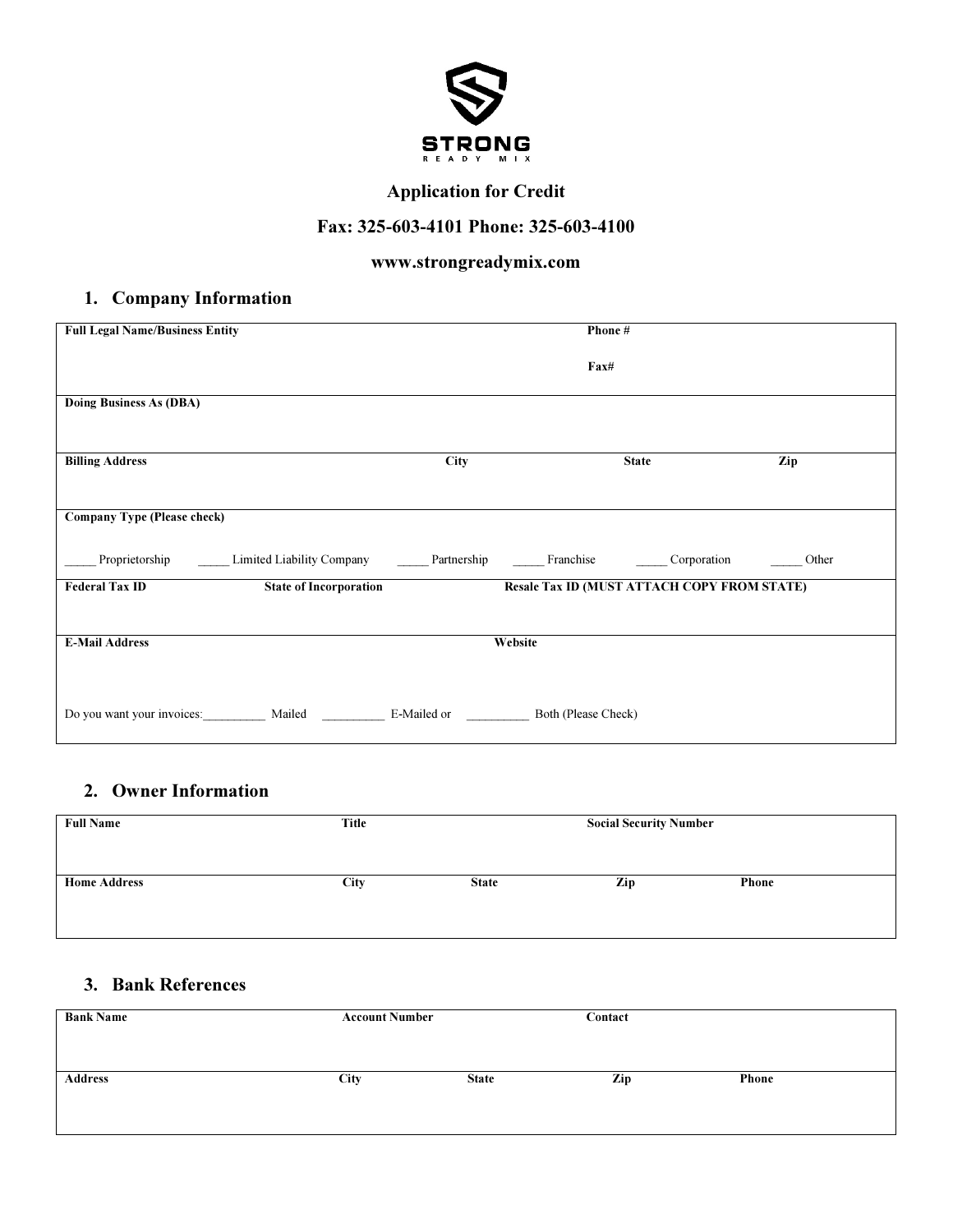STRONG
READY MIX

## Application for Credit

### Fax: 325-603-4101 Phone: 325-603-4100

### www.strongreadymix.com

## 1. Company Information

| **Full Legal Name/Business Entity** | **Phone #**<br><br>**Fax#** |
|---|---|
| **Doing Business As (DBA)** | |

| **Billing Address** | **City** | **State** | **Zip** |
|---|---|---|---|
| | | | |

**Company Type (Please check)**

_____ Proprietorship _____ Limited Liability Company _____ Partnership _____ Franchise _____ Corporation _____ Other

| **Federal Tax ID** | **State of Incorporation** | **Resale Tax ID (MUST ATTACH COPY FROM STATE)** |
|---|---|---|
| | | |

| **E-Mail Address** | **Website** |
|---|---|
| | |

Do you want your invoices:__________ Mailed __________ E-Mailed or __________ Both (Please Check)

## 2. Owner Information

| **Full Name** | **Title** | | **Social Security Number** | |
|---|---|---|---|---|
| | | | | |
| **Home Address** | **City** | **State** | **Zip** | **Phone** |
| | | | | |

## 3. Bank References

| **Bank Name** | **Account Number** | | **Contact** | |
|---|---|---|---|---|
| | | | | |
| **Address** | **City** | **State** | **Zip** | **Phone** |
| | | | | |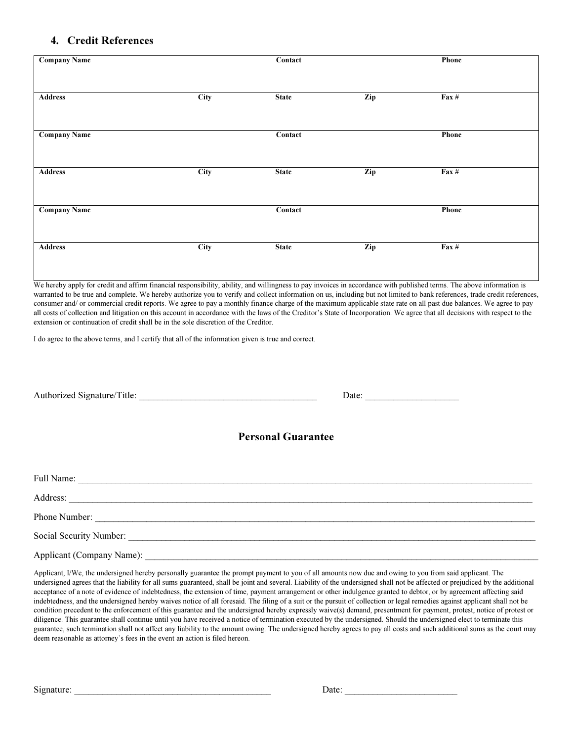## 4. Credit References

| | | | | |
|---|---|---|---|---|
| **Company Name** | | **Contact** | | **Phone** |
| **Address** | **City** | **State** | **Zip** | **Fax #** |
| **Company Name** | | **Contact** | | **Phone** |
| **Address** | **City** | **State** | **Zip** | **Fax #** |
| **Company Name** | | **Contact** | | **Phone** |
| **Address** | **City** | **State** | **Zip** | **Fax #** |

We hereby apply for credit and affirm financial responsibility, ability, and willingness to pay invoices in accordance with published terms. The above information is warranted to be true and complete. We hereby authorize you to verify and collect information on us, including but not limited to bank references, trade credit references, consumer and/ or commercial credit reports. We agree to pay a monthly finance charge of the maximum applicable state rate on all past due balances. We agree to pay all costs of collection and litigation on this account in accordance with the laws of the Creditor's State of Incorporation. We agree that all decisions with respect to the extension or continuation of credit shall be in the sole discretion of the Creditor.

I do agree to the above terms, and I certify that all of the information given is true and correct.

Authorized Signature/Title: ______________________________________ Date: ____________________

## Personal Guarantee

Full Name: ____________________________________________________________________________________________

Address: ______________________________________________________________________________________________

Phone Number: _________________________________________________________________________________________

Social Security Number: ________________________________________________________________________________

Applicant (Company Name): _____________________________________________________________________________

Applicant, I/We, the undersigned hereby personally guarantee the prompt payment to you of all amounts now due and owing to you from said applicant. The undersigned agrees that the liability for all sums guaranteed, shall be joint and several. Liability of the undersigned shall not be affected or prejudiced by the additional acceptance of a note of evidence of indebtedness, the extension of time, payment arrangement or other indulgence granted to debtor, or by agreement affecting said indebtedness, and the undersigned hereby waives notice of all foresaid. The filing of a suit or the pursuit of collection or legal remedies against applicant shall not be condition precedent to the enforcement of this guarantee and the undersigned hereby expressly waive(s) demand, presentment for payment, protest, notice of protest or diligence. This guarantee shall continue until you have received a notice of termination executed by the undersigned. Should the undersigned elect to terminate this guarantee, such termination shall not affect any liability to the amount owing. The undersigned hereby agrees to pay all costs and such additional sums as the court may deem reasonable as attorney's fees in the event an action is filed hereon.

Signature: ____________________________________________ Date: ________________________